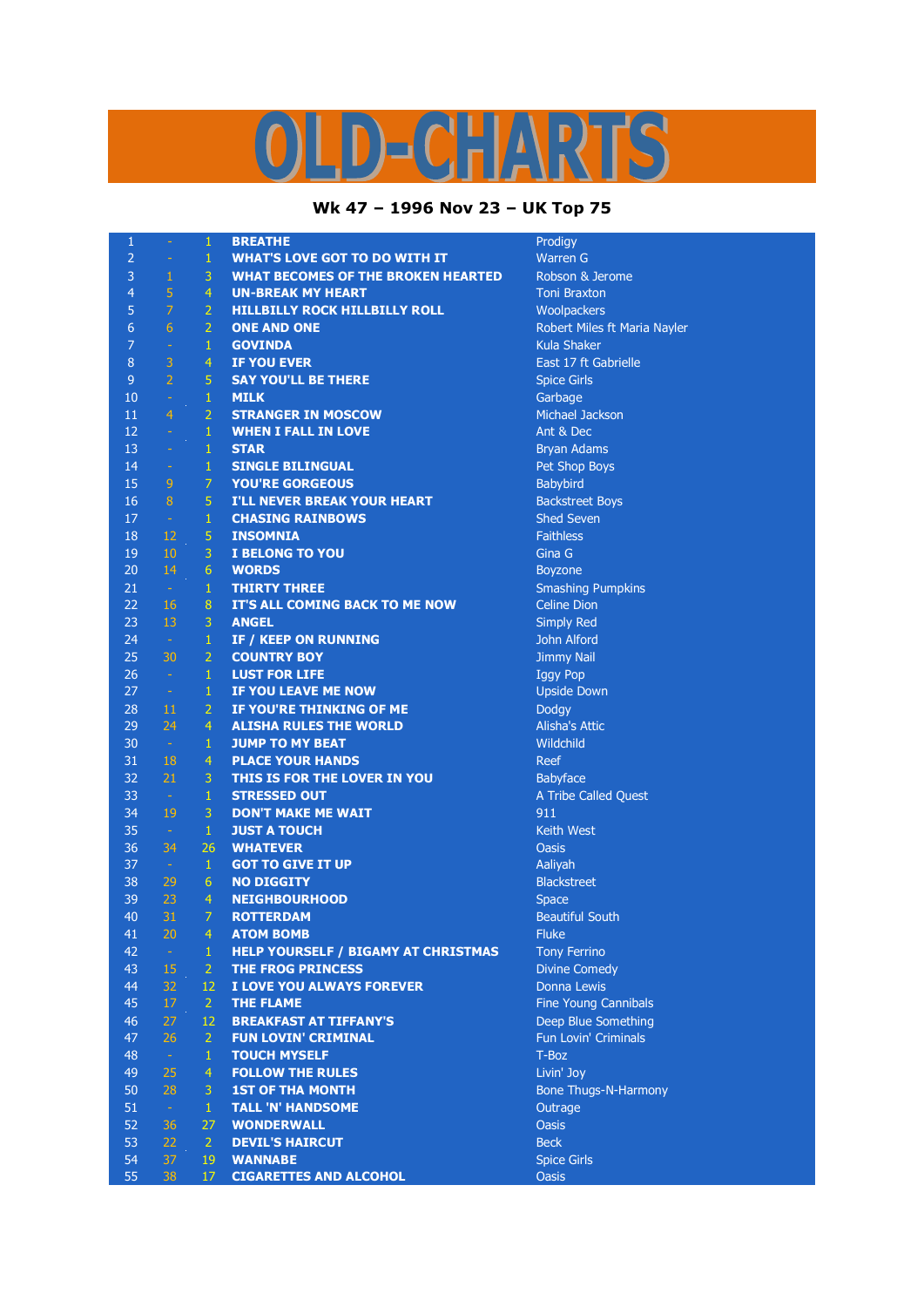# OLD-CHARTS

## Wk 47 – 1996 Nov 23 – UK Top 75

| | | | | |
|---|---|---|---|---|
| 1 | - | 1 | **BREATHE** | Prodigy |
| 2 | - | 1 | **WHAT'S LOVE GOT TO DO WITH IT** | Warren G |
| 3 | 1 | 3 | **WHAT BECOMES OF THE BROKEN HEARTED** | Robson & Jerome |
| 4 | 5 | 4 | **UN-BREAK MY HEART** | Toni Braxton |
| 5 | 7 | 2 | **HILLBILLY ROCK HILLBILLY ROLL** | Woolpackers |
| 6 | 6 | 2 | **ONE AND ONE** | Robert Miles ft Maria Nayler |
| 7 | - | 1 | **GOVINDA** | Kula Shaker |
| 8 | 3 | 4 | **IF YOU EVER** | East 17 ft Gabrielle |
| 9 | 2 | 5 | **SAY YOU'LL BE THERE** | Spice Girls |
| 10 | - | 1 | **MILK** | Garbage |
| 11 | 4 | 2 | **STRANGER IN MOSCOW** | Michael Jackson |
| 12 | - | 1 | **WHEN I FALL IN LOVE** | Ant & Dec |
| 13 | - | 1 | **STAR** | Bryan Adams |
| 14 | - | 1 | **SINGLE BILINGUAL** | Pet Shop Boys |
| 15 | 9 | 7 | **YOU'RE GORGEOUS** | Babybird |
| 16 | 8 | 5 | **I'LL NEVER BREAK YOUR HEART** | Backstreet Boys |
| 17 | - | 1 | **CHASING RAINBOWS** | Shed Seven |
| 18 | 12 | 5 | **INSOMNIA** | Faithless |
| 19 | 10 | 3 | **I BELONG TO YOU** | Gina G |
| 20 | 14 | 6 | **WORDS** | Boyzone |
| 21 | - | 1 | **THIRTY THREE** | Smashing Pumpkins |
| 22 | 16 | 8 | **IT'S ALL COMING BACK TO ME NOW** | Celine Dion |
| 23 | 13 | 3 | **ANGEL** | Simply Red |
| 24 | - | 1 | **IF / KEEP ON RUNNING** | John Alford |
| 25 | 30 | 2 | **COUNTRY BOY** | Jimmy Nail |
| 26 | - | 1 | **LUST FOR LIFE** | Iggy Pop |
| 27 | - | 1 | **IF YOU LEAVE ME NOW** | Upside Down |
| 28 | 11 | 2 | **IF YOU'RE THINKING OF ME** | Dodgy |
| 29 | 24 | 4 | **ALISHA RULES THE WORLD** | Alisha's Attic |
| 30 | - | 1 | **JUMP TO MY BEAT** | Wildchild |
| 31 | 18 | 4 | **PLACE YOUR HANDS** | Reef |
| 32 | 21 | 3 | **THIS IS FOR THE LOVER IN YOU** | Babyface |
| 33 | - | 1 | **STRESSED OUT** | A Tribe Called Quest |
| 34 | 19 | 3 | **DON'T MAKE ME WAIT** | 911 |
| 35 | - | 1 | **JUST A TOUCH** | Keith West |
| 36 | 34 | 26 | **WHATEVER** | Oasis |
| 37 | - | 1 | **GOT TO GIVE IT UP** | Aaliyah |
| 38 | 29 | 6 | **NO DIGGITY** | Blackstreet |
| 39 | 23 | 4 | **NEIGHBOURHOOD** | Space |
| 40 | 31 | 7 | **ROTTERDAM** | Beautiful South |
| 41 | 20 | 4 | **ATOM BOMB** | Fluke |
| 42 | - | 1 | **HELP YOURSELF / BIGAMY AT CHRISTMAS** | Tony Ferrino |
| 43 | 15 | 2 | **THE FROG PRINCESS** | Divine Comedy |
| 44 | 32 | 12 | **I LOVE YOU ALWAYS FOREVER** | Donna Lewis |
| 45 | 17 | 2 | **THE FLAME** | Fine Young Cannibals |
| 46 | 27 | 12 | **BREAKFAST AT TIFFANY'S** | Deep Blue Something |
| 47 | 26 | 2 | **FUN LOVIN' CRIMINAL** | Fun Lovin' Criminals |
| 48 | - | 1 | **TOUCH MYSELF** | T-Boz |
| 49 | 25 | 4 | **FOLLOW THE RULES** | Livin' Joy |
| 50 | 28 | 3 | **1ST OF THE MONTH** | Bone Thugs-N-Harmony |
| 51 | - | 1 | **TALL 'N' HANDSOME** | Outrage |
| 52 | 36 | 27 | **WONDERWALL** | Oasis |
| 53 | 22 | 2 | **DEVIL'S HAIRCUT** | Beck |
| 54 | 37 | 19 | **WANNABE** | Spice Girls |
| 55 | 38 | 17 | **CIGARETTES AND ALCOHOL** | Oasis |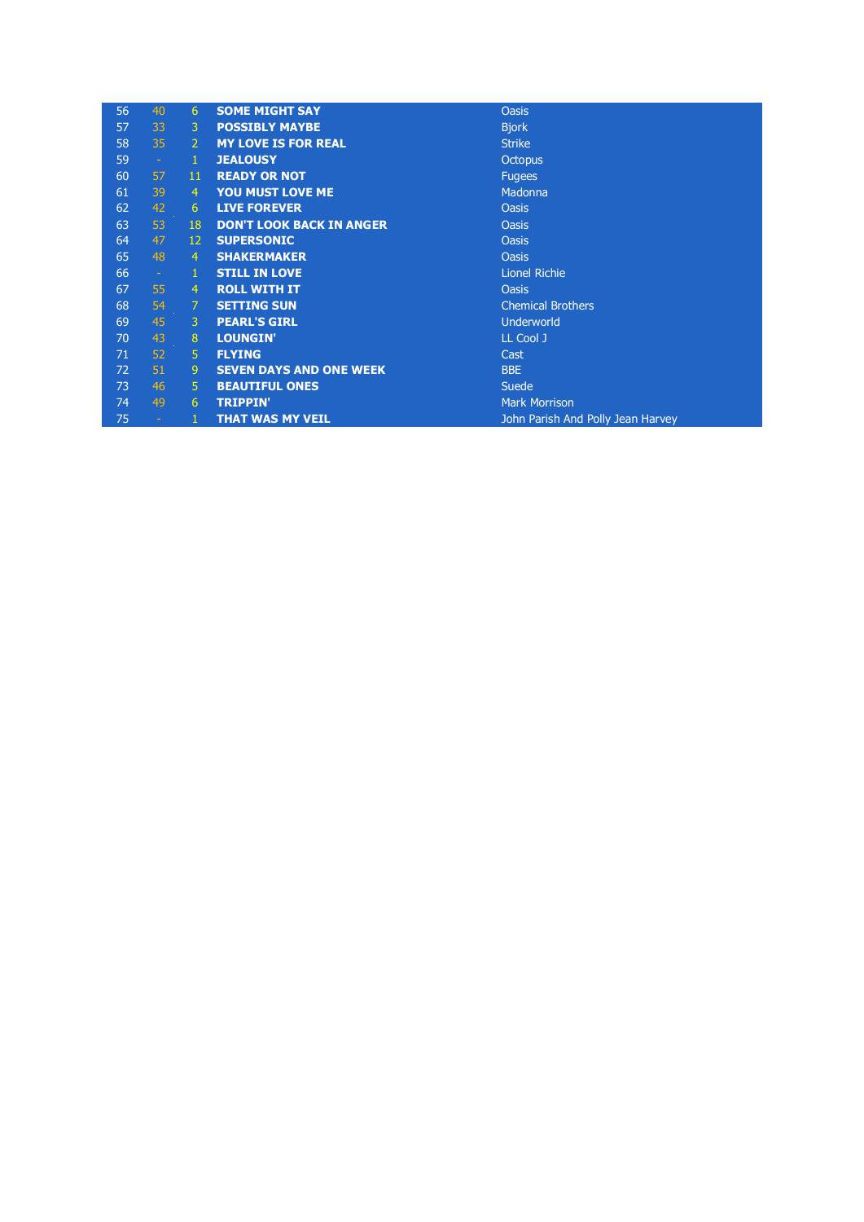| | | | | |
|---|---|---|---|---|
| 56 | 40 | 6 | **SOME MIGHT SAY** | Oasis |
| 57 | 33 | 3 | **POSSIBLY MAYBE** | Bjork |
| 58 | 35 | 2 | **MY LOVE IS FOR REAL** | Strike |
| 59 | - | 1 | **JEALOUSY** | Octopus |
| 60 | 57 | 11 | **READY OR NOT** | Fugees |
| 61 | 39 | 4 | **YOU MUST LOVE ME** | Madonna |
| 62 | 42 | 6 | **LIVE FOREVER** | Oasis |
| 63 | 53 | 18 | **DON'T LOOK BACK IN ANGER** | Oasis |
| 64 | 47 | 12 | **SUPERSONIC** | Oasis |
| 65 | 48 | 4 | **SHAKERMAKER** | Oasis |
| 66 | - | 1 | **STILL IN LOVE** | Lionel Richie |
| 67 | 55 | 4 | **ROLL WITH IT** | Oasis |
| 68 | 54 | 7 | **SETTING SUN** | Chemical Brothers |
| 69 | 45 | 3 | **PEARL'S GIRL** | Underworld |
| 70 | 43 | 8 | **LOUNGIN'** | LL Cool J |
| 71 | 52 | 5 | **FLYING** | Cast |
| 72 | 51 | 9 | **SEVEN DAYS AND ONE WEEK** | BBE |
| 73 | 46 | 5 | **BEAUTIFUL ONES** | Suede |
| 74 | 49 | 6 | **TRIPPIN'** | Mark Morrison |
| 75 | - | 1 | **THAT WAS MY VEIL** | John Parish And Polly Jean Harvey |